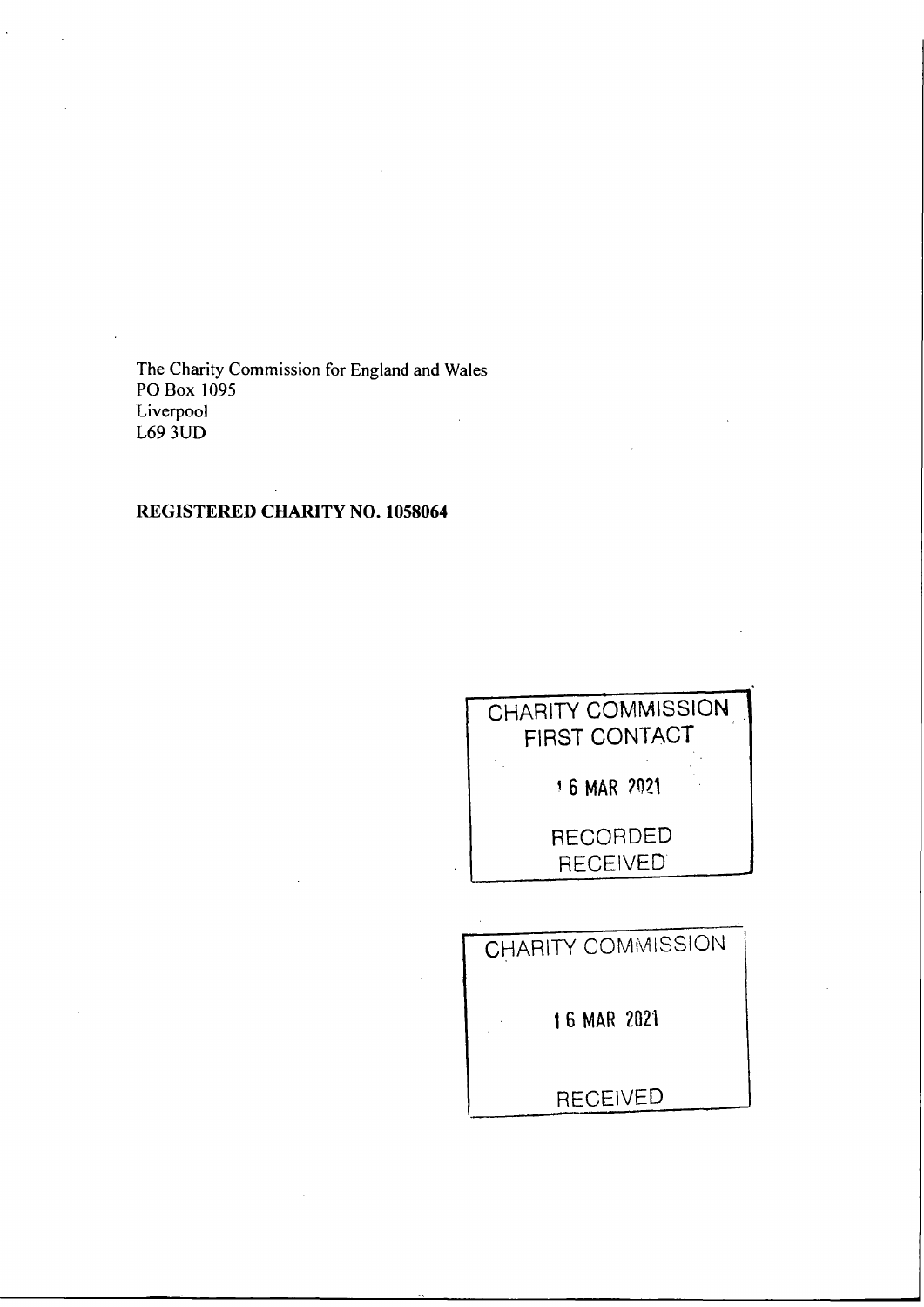The Charity Commission for England and Wales
PO Box 1095
Liverpool
L69 3UD

**REGISTERED CHARITY NO. 1058064**

CHARITY COMMISSION
FIRST CONTACT

16 MAR 2021

RECORDED
RECEIVED

CHARITY COMMISSION

16 MAR 2021

RECEIVED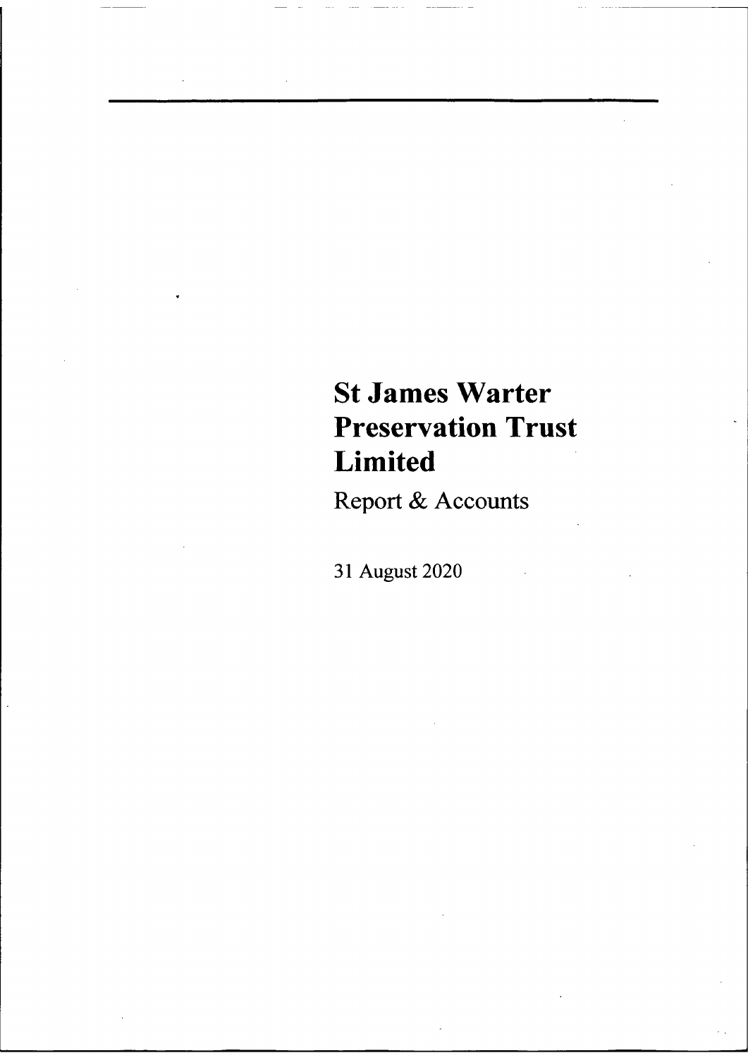# St James Warter Preservation Trust Limited

Report & Accounts

31 August 2020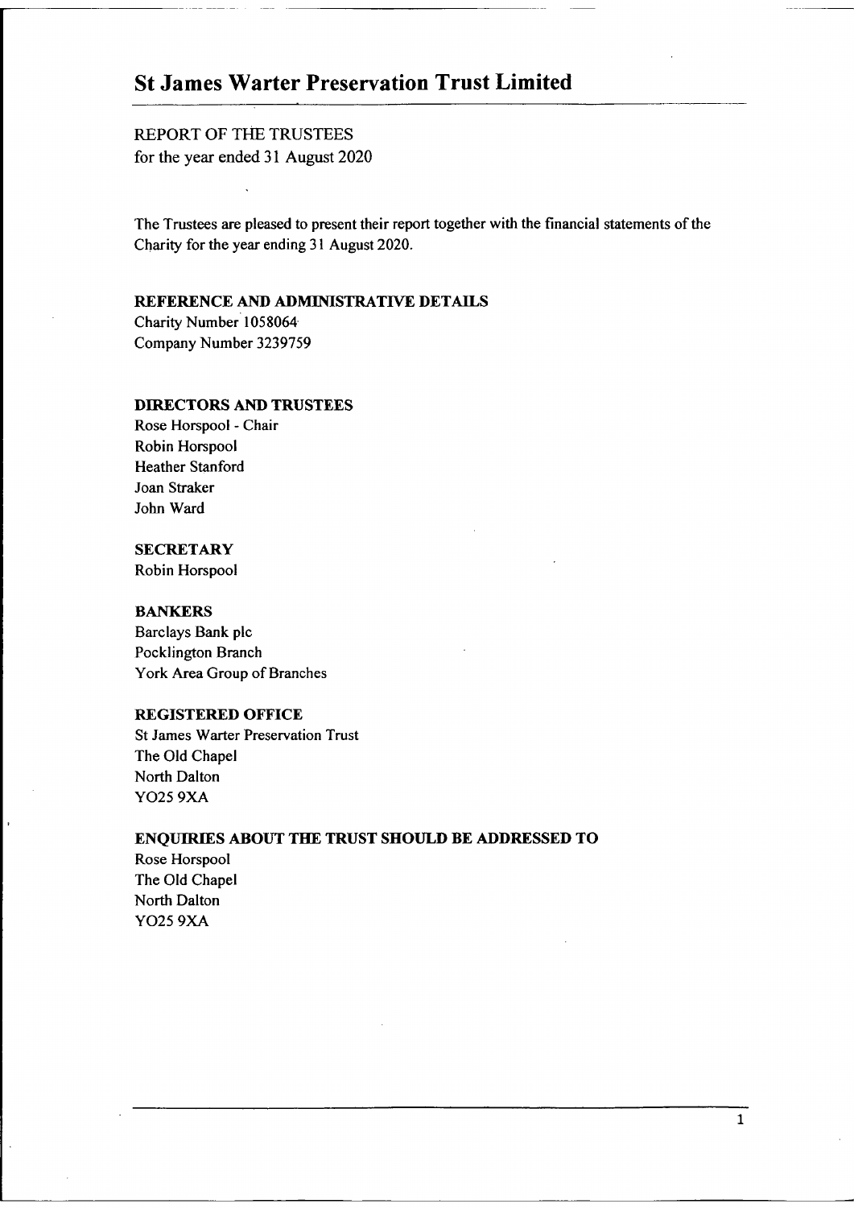# St James Warter Preservation Trust Limited

REPORT OF THE TRUSTEES
for the year ended 31 August 2020

The Trustees are pleased to present their report together with the financial statements of the Charity for the year ending 31 August 2020.

**REFERENCE AND ADMINISTRATIVE DETAILS**
Charity Number 1058064
Company Number 3239759

**DIRECTORS AND TRUSTEES**
Rose Horspool - Chair
Robin Horspool
Heather Stanford
Joan Straker
John Ward

**SECRETARY**
Robin Horspool

**BANKERS**
Barclays Bank plc
Pocklington Branch
York Area Group of Branches

**REGISTERED OFFICE**
St James Warter Preservation Trust
The Old Chapel
North Dalton
YO25 9XA

**ENQUIRIES ABOUT THE TRUST SHOULD BE ADDRESSED TO**
Rose Horspool
The Old Chapel
North Dalton
YO25 9XA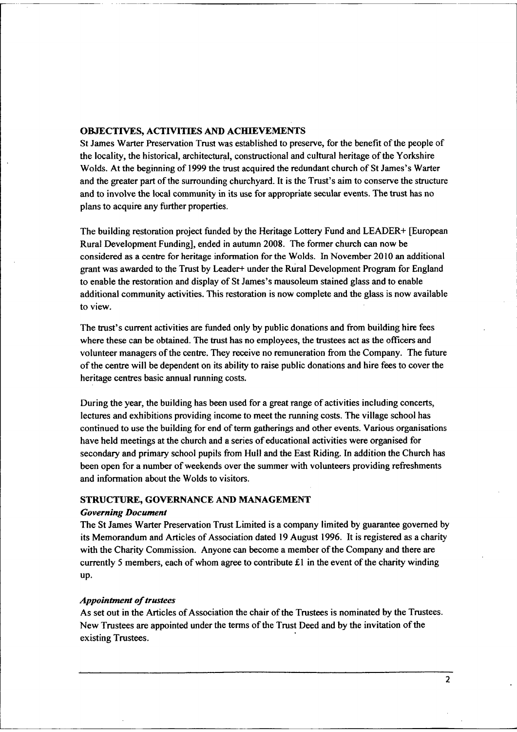## OBJECTIVES, ACTIVITIES AND ACHIEVEMENTS

St James Warter Preservation Trust was established to preserve, for the benefit of the people of the locality, the historical, architectural, constructional and cultural heritage of the Yorkshire Wolds. At the beginning of 1999 the trust acquired the redundant church of St James's Warter and the greater part of the surrounding churchyard. It is the Trust's aim to conserve the structure and to involve the local community in its use for appropriate secular events. The trust has no plans to acquire any further properties.

The building restoration project funded by the Heritage Lottery Fund and LEADER+ [European Rural Development Funding], ended in autumn 2008. The former church can now be considered as a centre for heritage information for the Wolds. In November 2010 an additional grant was awarded to the Trust by Leader+ under the Rural Development Program for England to enable the restoration and display of St James's mausoleum stained glass and to enable additional community activities. This restoration is now complete and the glass is now available to view.

The trust's current activities are funded only by public donations and from building hire fees where these can be obtained. The trust has no employees, the trustees act as the officers and volunteer managers of the centre. They receive no remuneration from the Company. The future of the centre will be dependent on its ability to raise public donations and hire fees to cover the heritage centres basic annual running costs.

During the year, the building has been used for a great range of activities including concerts, lectures and exhibitions providing income to meet the running costs. The village school has continued to use the building for end of term gatherings and other events. Various organisations have held meetings at the church and a series of educational activities were organised for secondary and primary school pupils from Hull and the East Riding. In addition the Church has been open for a number of weekends over the summer with volunteers providing refreshments and information about the Wolds to visitors.

## STRUCTURE, GOVERNANCE AND MANAGEMENT

### *Governing Document*

The St James Warter Preservation Trust Limited is a company limited by guarantee governed by its Memorandum and Articles of Association dated 19 August 1996. It is registered as a charity with the Charity Commission. Anyone can become a member of the Company and there are currently 5 members, each of whom agree to contribute £1 in the event of the charity winding up.

### *Appointment of trustees*

As set out in the Articles of Association the chair of the Trustees is nominated by the Trustees. New Trustees are appointed under the terms of the Trust Deed and by the invitation of the existing Trustees.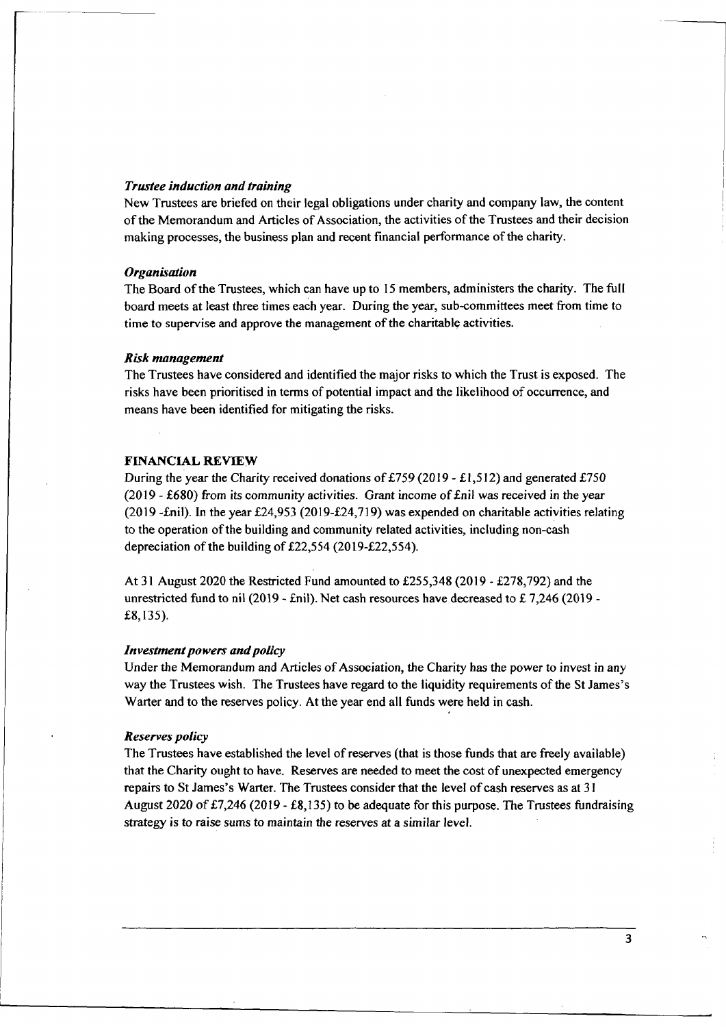### *Trustee induction and training*

New Trustees are briefed on their legal obligations under charity and company law, the content of the Memorandum and Articles of Association, the activities of the Trustees and their decision making processes, the business plan and recent financial performance of the charity.

### *Organisation*

The Board of the Trustees, which can have up to 15 members, administers the charity. The full board meets at least three times each year. During the year, sub-committees meet from time to time to supervise and approve the management of the charitable activities.

### *Risk management*

The Trustees have considered and identified the major risks to which the Trust is exposed. The risks have been prioritised in terms of potential impact and the likelihood of occurrence, and means have been identified for mitigating the risks.

## FINANCIAL REVIEW

During the year the Charity received donations of £759 (2019 - £1,512) and generated £750 (2019 - £680) from its community activities. Grant income of £nil was received in the year (2019 -£nil). In the year £24,953 (2019-£24,719) was expended on charitable activities relating to the operation of the building and community related activities, including non-cash depreciation of the building of £22,554 (2019-£22,554).

At 31 August 2020 the Restricted Fund amounted to £255,348 (2019 - £278,792) and the unrestricted fund to nil (2019 - £nil). Net cash resources have decreased to £ 7,246 (2019 - £8,135).

### *Investment powers and policy*

Under the Memorandum and Articles of Association, the Charity has the power to invest in any way the Trustees wish. The Trustees have regard to the liquidity requirements of the St James's Warter and to the reserves policy. At the year end all funds were held in cash.

### *Reserves policy*

The Trustees have established the level of reserves (that is those funds that are freely available) that the Charity ought to have. Reserves are needed to meet the cost of unexpected emergency repairs to St James's Warter. The Trustees consider that the level of cash reserves as at 31 August 2020 of £7,246 (2019 - £8,135) to be adequate for this purpose. The Trustees fundraising strategy is to raise sums to maintain the reserves at a similar level.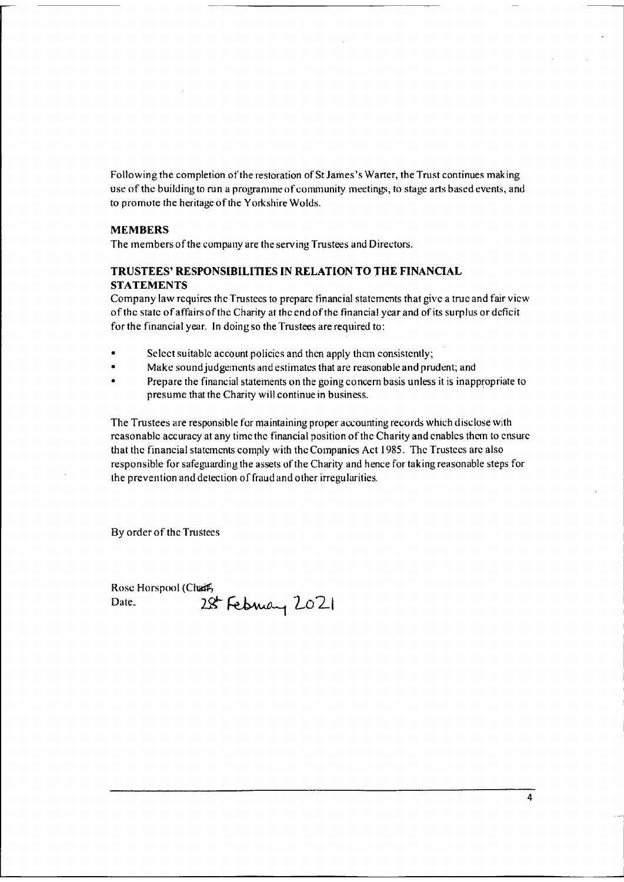Following the completion of the restoration of St James's Warter, the Trust continues making use of the building to run a programme of community meetings, to stage arts based events, and to promote the heritage of the Yorkshire Wolds.

## MEMBERS

The members of the company are the serving Trustees and Directors.

## TRUSTEES' RESPONSIBILITIES IN RELATION TO THE FINANCIAL STATEMENTS

Company law requires the Trustees to prepare financial statements that give a true and fair view of the state of affairs of the Charity at the end of the financial year and of its surplus or deficit for the financial year. In doing so the Trustees are required to:

- Select suitable account policies and then apply them consistently;
- Make sound judgements and estimates that are reasonable and prudent; and
- Prepare the financial statements on the going concern basis unless it is inappropriate to presume that the Charity will continue in business.

The Trustees are responsible for maintaining proper accounting records which disclose with reasonable accuracy at any time the financial position of the Charity and enables them to ensure that the financial statements comply with the Companies Act 1985. The Trustees are also responsible for safeguarding the assets of the Charity and hence for taking reasonable steps for the prevention and detection of fraud and other irregularities.

By order of the Trustees

Rose Horspool (Chair)

Date. 28th February 2021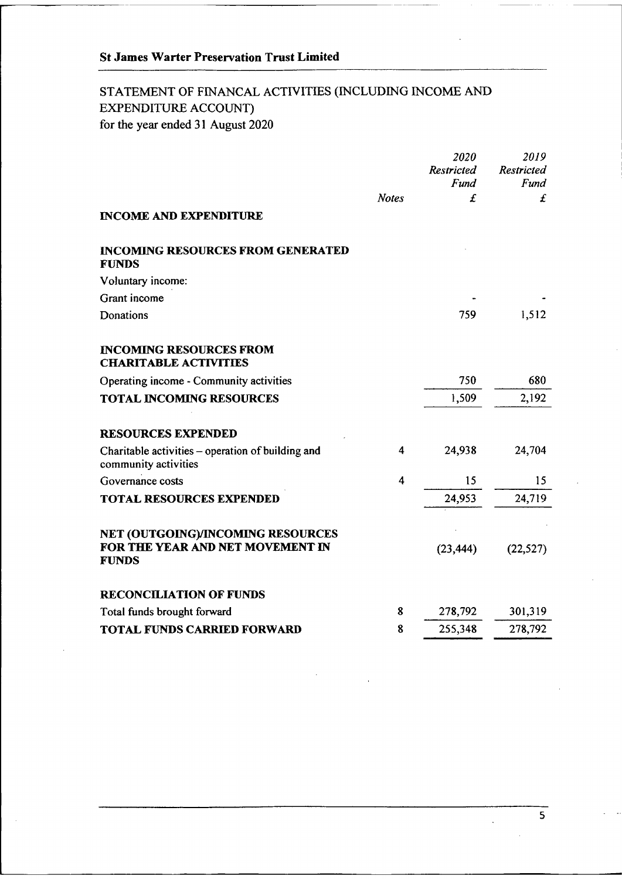**St James Warter Preservation Trust Limited**

## STATEMENT OF FINANCAL ACTIVITIES (INCLUDING INCOME AND EXPENDITURE ACCOUNT)

for the year ended 31 August 2020

| | Notes | *2020 Restricted Fund* £ | *2019 Restricted Fund* £ |
|---|---|---|---|
| **INCOME AND EXPENDITURE** | | | |
| **INCOMING RESOURCES FROM GENERATED FUNDS** | | | |
| Voluntary income: | | | |
| Grant income | | - | - |
| Donations | | 759 | 1,512 |
| **INCOMING RESOURCES FROM CHARITABLE ACTIVITIES** | | | |
| Operating income - Community activities | | 750 | 680 |
| **TOTAL INCOMING RESOURCES** | | 1,509 | 2,192 |
| **RESOURCES EXPENDED** | | | |
| Charitable activities – operation of building and community activities | 4 | 24,938 | 24,704 |
| Governance costs | 4 | 15 | 15 |
| **TOTAL RESOURCES EXPENDED** | | 24,953 | 24,719 |
| **NET (OUTGOING)/INCOMING RESOURCES FOR THE YEAR AND NET MOVEMENT IN FUNDS** | | (23,444) | (22,527) |
| **RECONCILIATION OF FUNDS** | | | |
| Total funds brought forward | 8 | 278,792 | 301,319 |
| **TOTAL FUNDS CARRIED FORWARD** | 8 | 255,348 | 278,792 |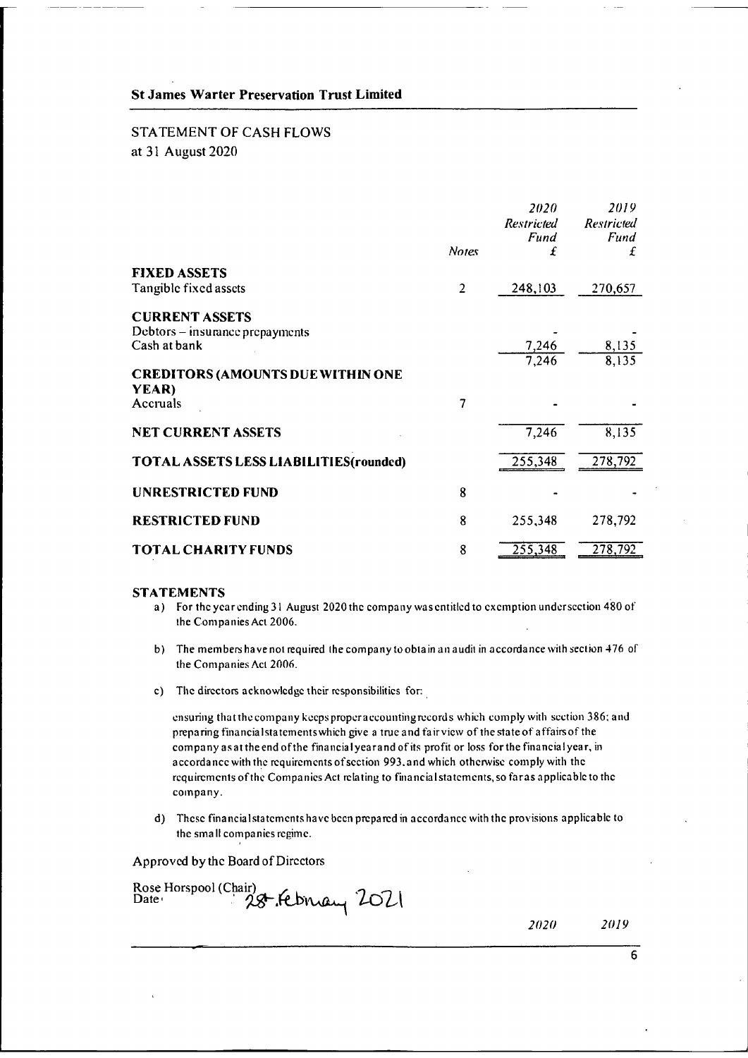## St James Warter Preservation Trust Limited

### STATEMENT OF CASH FLOWS
at 31 August 2020

| | Notes | *2020 Restricted Fund £* | *2019 Restricted Fund £* |
|---|---|---|---|
| **FIXED ASSETS** | | | |
| Tangible fixed assets | 2 | 248,103 | 270,657 |
| **CURRENT ASSETS** | | | |
| Debtors – insurance prepayments | | - | - |
| Cash at bank | | 7,246 | 8,135 |
| | | 7,246 | 8,135 |
| **CREDITORS (AMOUNTS DUE WITHIN ONE YEAR)** | | | |
| Accruals | 7 | - | - |
| **NET CURRENT ASSETS** | | 7,246 | 8,135 |
| **TOTAL ASSETS LESS LIABILITIES(rounded)** | | 255,348 | 278,792 |
| **UNRESTRICTED FUND** | 8 | - | - |
| **RESTRICTED FUND** | 8 | 255,348 | 278,792 |
| **TOTAL CHARITY FUNDS** | 8 | 255,348 | 278,792 |

#### STATEMENTS

a) For the year ending 31 August 2020 the company was entitled to exemption under section 480 of the Companies Act 2006.

b) The members have not required the company to obtain an audit in accordance with section 476 of the Companies Act 2006.

c) The directors acknowledge their responsibilities for:

ensuring that the company keeps proper accounting records which comply with section 386; and preparing financial statements which give a true and fair view of the state of affairs of the company as at the end of the financial year and of its profit or loss for the financial year, in accordance with the requirements of section 993.and which otherwise comply with the requirements of the Companies Act relating to financial statements, so far as applicable to the company.

d) These financial statements have been prepared in accordance with the provisions applicable to the small companies regime.

Approved by the Board of Directors

Rose Horspool (Chair)
Date: 28 February 2021

*2020* *2019*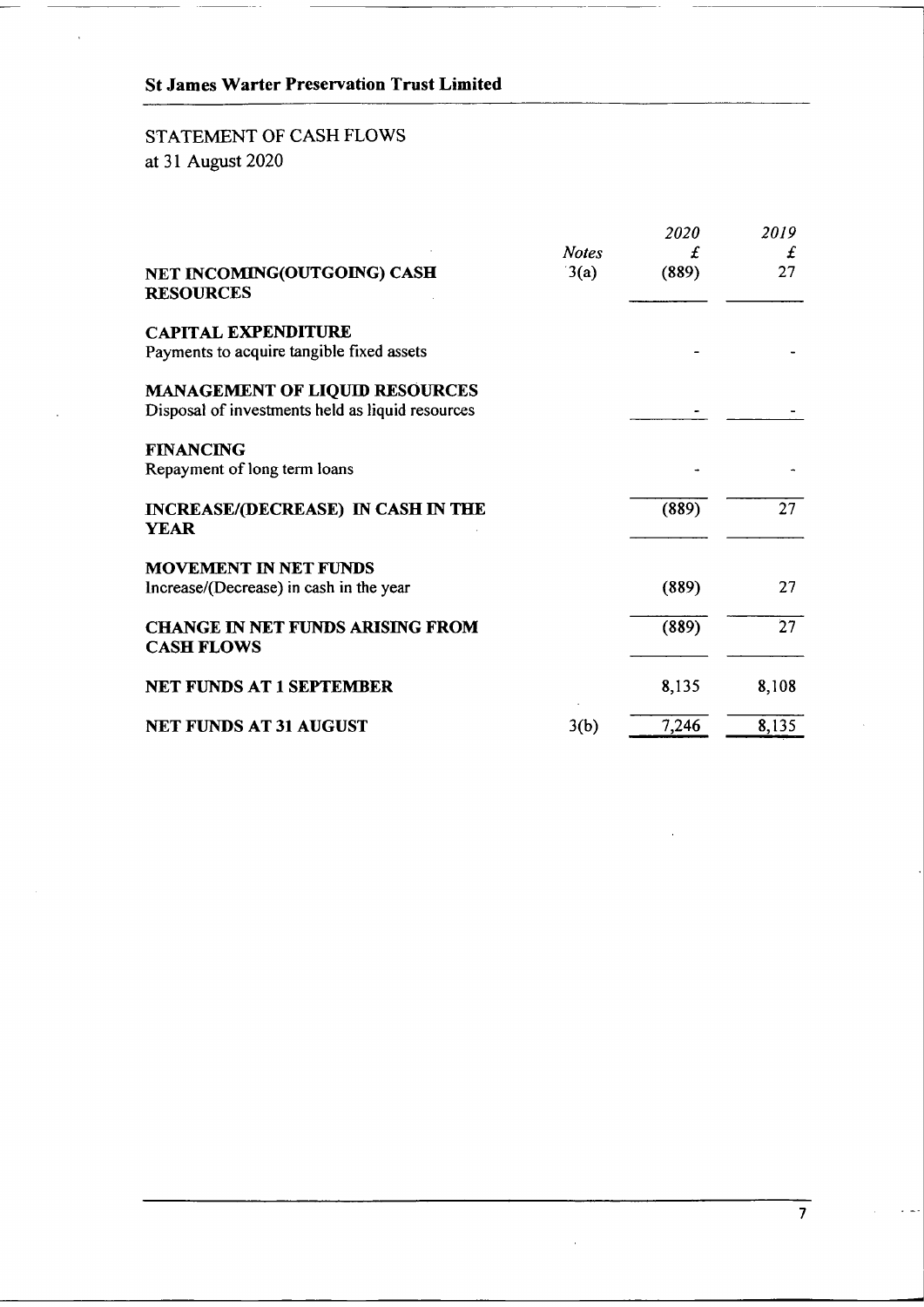## St James Warter Preservation Trust Limited

STATEMENT OF CASH FLOWS
at 31 August 2020

| | *Notes* | *2020* £ | *2019* £ |
|---|---|---|---|
| **NET INCOMING(OUTGOING) CASH RESOURCES** | 3(a) | (889) | 27 |
| **CAPITAL EXPENDITURE** | | | |
| Payments to acquire tangible fixed assets | | - | - |
| **MANAGEMENT OF LIQUID RESOURCES** | | | |
| Disposal of investments held as liquid resources | | - | - |
| **FINANCING** | | | |
| Repayment of long term loans | | - | - |
| **INCREASE/(DECREASE) IN CASH IN THE YEAR** | | (889) | 27 |
| **MOVEMENT IN NET FUNDS** | | | |
| Increase/(Decrease) in cash in the year | | (889) | 27 |
| **CHANGE IN NET FUNDS ARISING FROM CASH FLOWS** | | (889) | 27 |
| **NET FUNDS AT 1 SEPTEMBER** | | 8,135 | 8,108 |
| **NET FUNDS AT 31 AUGUST** | 3(b) | 7,246 | 8,135 |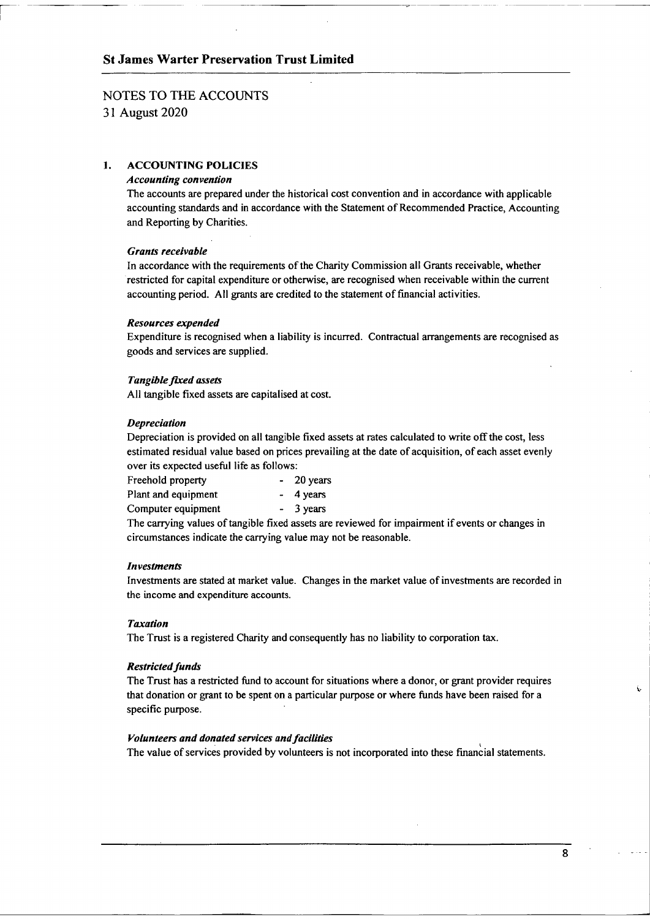**St James Warter Preservation Trust Limited**

# NOTES TO THE ACCOUNTS

31 August 2020

## 1. ACCOUNTING POLICIES

***Accounting convention***

The accounts are prepared under the historical cost convention and in accordance with applicable accounting standards and in accordance with the Statement of Recommended Practice, Accounting and Reporting by Charities.

***Grants receivable***

In accordance with the requirements of the Charity Commission all Grants receivable, whether restricted for capital expenditure or otherwise, are recognised when receivable within the current accounting period. All grants are credited to the statement of financial activities.

***Resources expended***

Expenditure is recognised when a liability is incurred. Contractual arrangements are recognised as goods and services are supplied.

***Tangible fixed assets***

All tangible fixed assets are capitalised at cost.

***Depreciation***

Depreciation is provided on all tangible fixed assets at rates calculated to write off the cost, less estimated residual value based on prices prevailing at the date of acquisition, of each asset evenly over its expected useful life as follows:

| | |
|---|---|
| Freehold property | - 20 years |
| Plant and equipment | - 4 years |
| Computer equipment | - 3 years |

The carrying values of tangible fixed assets are reviewed for impairment if events or changes in circumstances indicate the carrying value may not be reasonable.

***Investments***

Investments are stated at market value. Changes in the market value of investments are recorded in the income and expenditure accounts.

***Taxation***

The Trust is a registered Charity and consequently has no liability to corporation tax.

***Restricted funds***

The Trust has a restricted fund to account for situations where a donor, or grant provider requires that donation or grant to be spent on a particular purpose or where funds have been raised for a specific purpose.

***Volunteers and donated services and facilities***

The value of services provided by volunteers is not incorporated into these financial statements.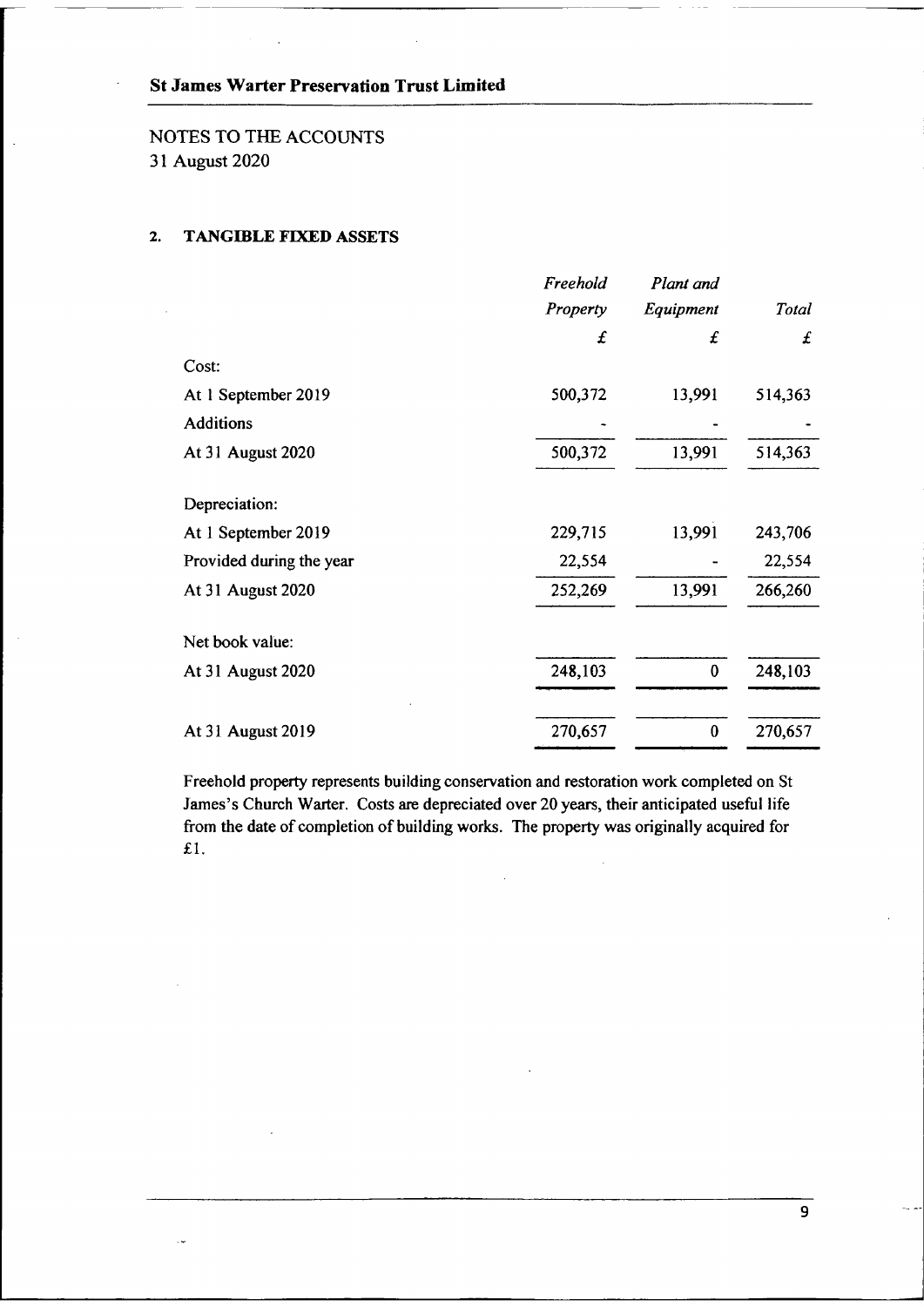**St James Warter Preservation Trust Limited**

NOTES TO THE ACCOUNTS
31 August 2020

## 2. TANGIBLE FIXED ASSETS

| | *Freehold Property* | *Plant and Equipment* | *Total* |
|---|---|---|---|
| | *£* | *£* | *£* |
| Cost: | | | |
| At 1 September 2019 | 500,372 | 13,991 | 514,363 |
| Additions | - | - | - |
| At 31 August 2020 | 500,372 | 13,991 | 514,363 |
| Depreciation: | | | |
| At 1 September 2019 | 229,715 | 13,991 | 243,706 |
| Provided during the year | 22,554 | - | 22,554 |
| At 31 August 2020 | 252,269 | 13,991 | 266,260 |
| Net book value: | | | |
| At 31 August 2020 | 248,103 | 0 | 248,103 |
| At 31 August 2019 | 270,657 | 0 | 270,657 |

Freehold property represents building conservation and restoration work completed on St James's Church Warter. Costs are depreciated over 20 years, their anticipated useful life from the date of completion of building works. The property was originally acquired for £1.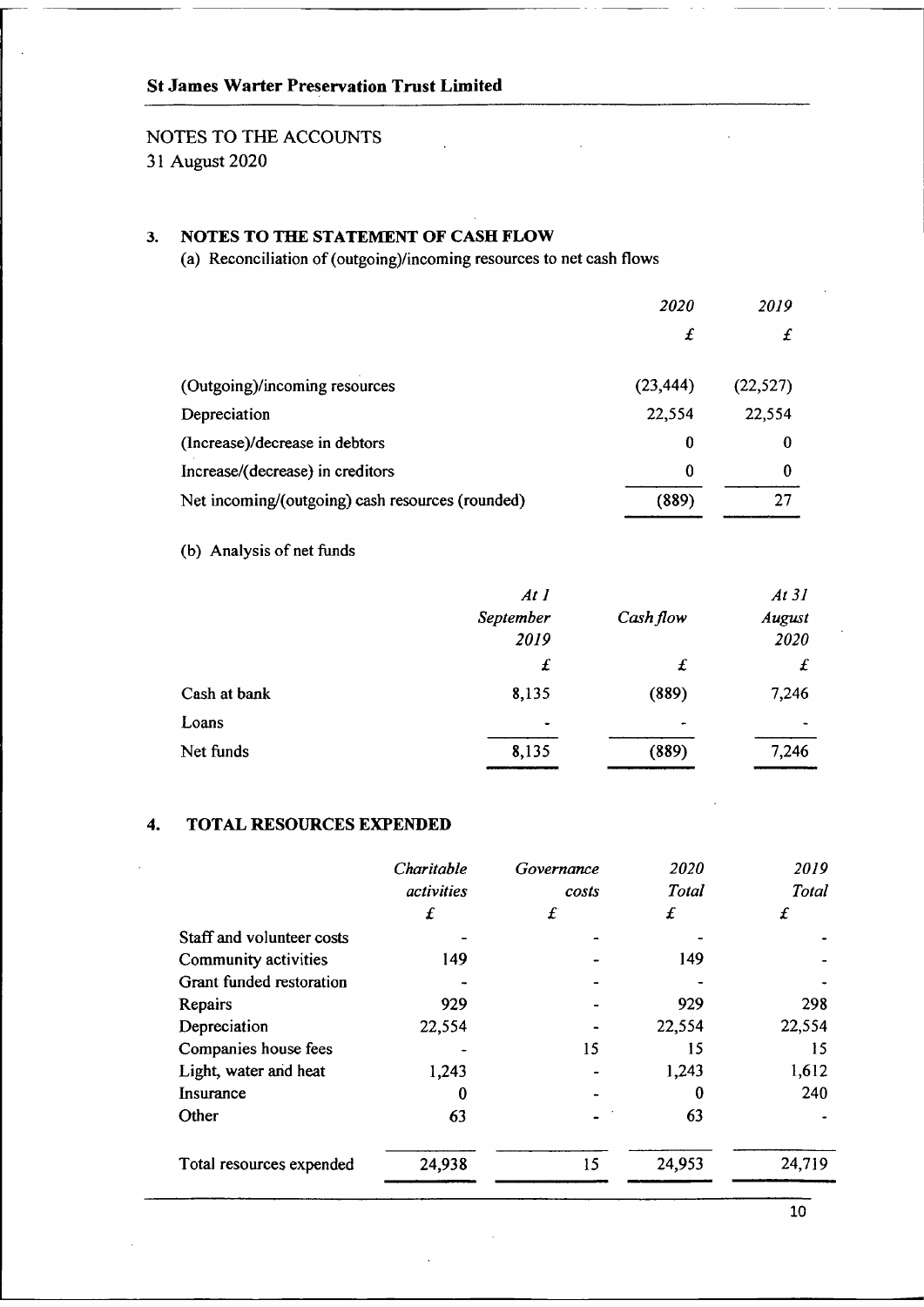NOTES TO THE ACCOUNTS
31 August 2020

## 3. NOTES TO THE STATEMENT OF CASH FLOW

(a) Reconciliation of (outgoing)/incoming resources to net cash flows

| | *2020* | *2019* |
|---|---|---|
| | *£* | *£* |
| (Outgoing)/incoming resources | (23,444) | (22,527) |
| Depreciation | 22,554 | 22,554 |
| (Increase)/decrease in debtors | 0 | 0 |
| Increase/(decrease) in creditors | 0 | 0 |
| Net incoming/(outgoing) cash resources (rounded) | (889) | 27 |

(b) Analysis of net funds

| | *At 1 September 2019* | *Cash flow* | *At 31 August 2020* |
|---|---|---|---|
| | *£* | *£* | *£* |
| Cash at bank | 8,135 | (889) | 7,246 |
| Loans | - | - | - |
| Net funds | 8,135 | (889) | 7,246 |

## 4. TOTAL RESOURCES EXPENDED

| | *Charitable activities* | *Governance costs* | *2020 Total* | *2019 Total* |
|---|---|---|---|---|
| | *£* | *£* | *£* | *£* |
| Staff and volunteer costs | - | - | - | - |
| Community activities | 149 | - | 149 | - |
| Grant funded restoration | - | - | - | - |
| Repairs | 929 | - | 929 | 298 |
| Depreciation | 22,554 | - | 22,554 | 22,554 |
| Companies house fees | - | 15 | 15 | 15 |
| Light, water and heat | 1,243 | - | 1,243 | 1,612 |
| Insurance | 0 | - | 0 | 240 |
| Other | 63 | - | 63 | - |
| Total resources expended | 24,938 | 15 | 24,953 | 24,719 |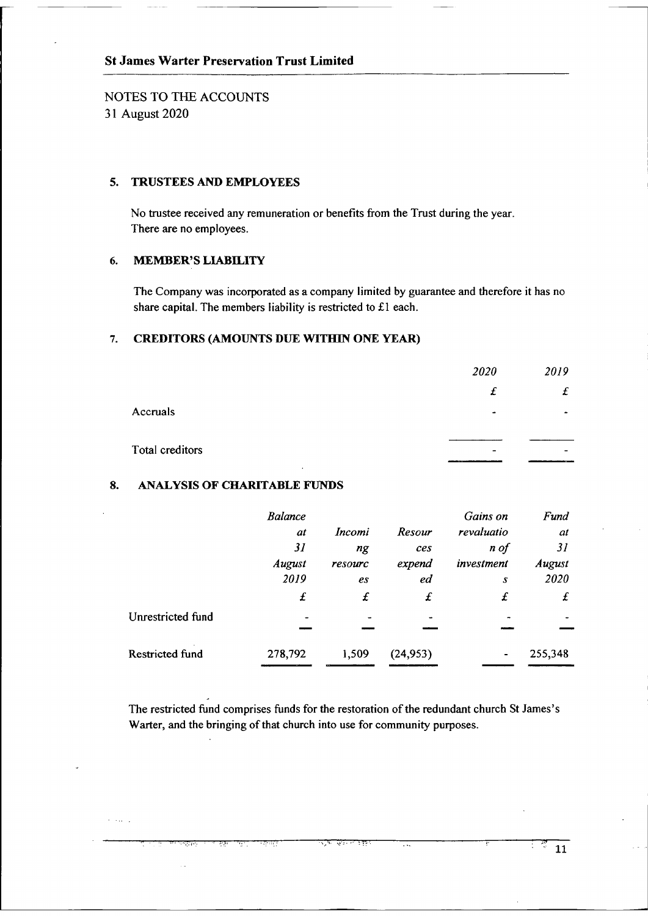## St James Warter Preservation Trust Limited

NOTES TO THE ACCOUNTS
31 August 2020

### 5. TRUSTEES AND EMPLOYEES

No trustee received any remuneration or benefits from the Trust during the year.
There are no employees.

### 6. MEMBER'S LIABILITY

The Company was incorporated as a company limited by guarantee and therefore it has no share capital. The members liability is restricted to £1 each.

### 7. CREDITORS (AMOUNTS DUE WITHIN ONE YEAR)

| | *2020* | *2019* |
|---|---|---|
| | *£* | *£* |
| Accruals | - | - |
| Total creditors | - | - |

### 8. ANALYSIS OF CHARITABLE FUNDS

| | *Balance at 31 August 2019* | *Incoming resources* | *Resources expended* | *Gains on revaluation of investments* | *Fund at 31 August 2020* |
|---|---|---|---|---|---|
| | *£* | *£* | *£* | *£* | *£* |
| Unrestricted fund | - | - | - | - | - |
| Restricted fund | 278,792 | 1,509 | (24,953) | - | 255,348 |

The restricted fund comprises funds for the restoration of the redundant church St James's Warter, and the bringing of that church into use for community purposes.